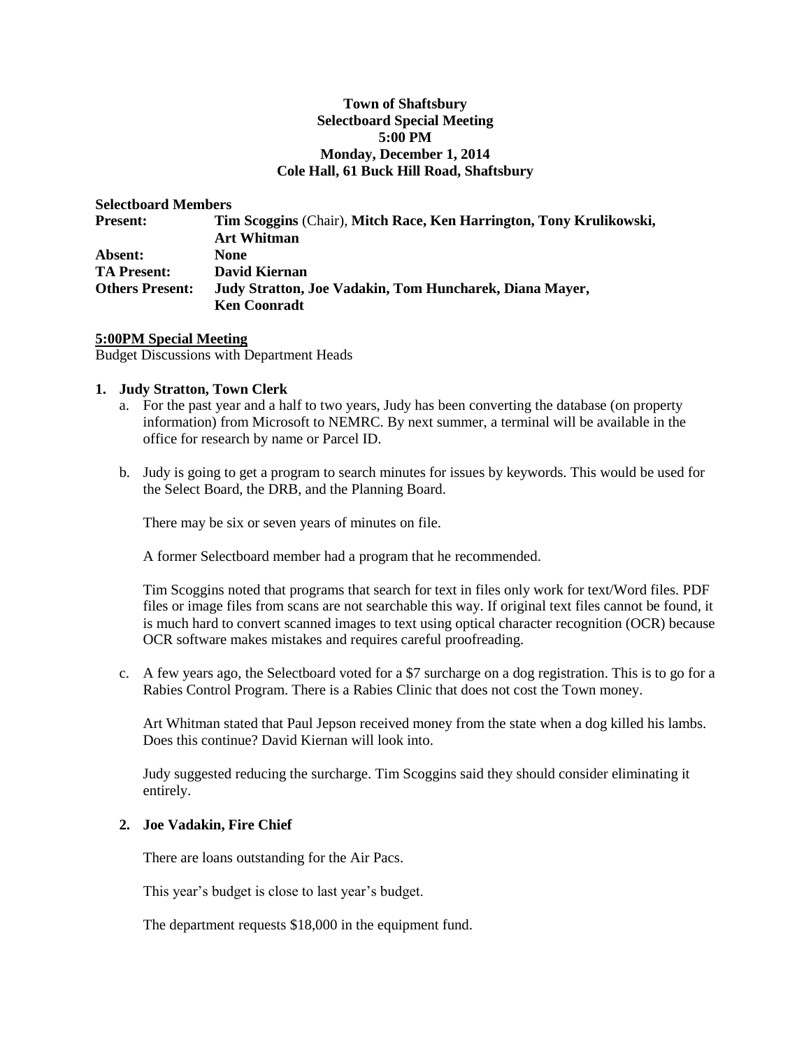**Town of Shaftsbury**
**Selectboard Special Meeting**
**5:00 PM**
**Monday, December 1, 2014**
**Cole Hall, 61 Buck Hill Road, Shaftsbury**

**Selectboard Members**

| | |
|---|---|
| **Present:** | **Tim Scoggins** (Chair), **Mitch Race, Ken Harrington, Tony Krulikowski, Art Whitman** |
| **Absent:** | **None** |
| **TA Present:** | **David Kiernan** |
| **Others Present:** | **Judy Stratton, Joe Vadakin, Tom Huncharek, Diana Mayer, Ken Coonradt** |

**5:00PM Special Meeting**

Budget Discussions with Department Heads

1. **Judy Stratton, Town Clerk**

   a. For the past year and a half to two years, Judy has been converting the database (on property information) from Microsoft to NEMRC. By next summer, a terminal will be available in the office for research by name or Parcel ID.

   b. Judy is going to get a program to search minutes for issues by keywords. This would be used for the Select Board, the DRB, and the Planning Board.

      There may be six or seven years of minutes on file.

      A former Selectboard member had a program that he recommended.

      Tim Scoggins noted that programs that search for text in files only work for text/Word files. PDF files or image files from scans are not searchable this way. If original text files cannot be found, it is much hard to convert scanned images to text using optical character recognition (OCR) because OCR software makes mistakes and requires careful proofreading.

   c. A few years ago, the Selectboard voted for a $7 surcharge on a dog registration. This is to go for a Rabies Control Program. There is a Rabies Clinic that does not cost the Town money.

      Art Whitman stated that Paul Jepson received money from the state when a dog killed his lambs. Does this continue? David Kiernan will look into.

      Judy suggested reducing the surcharge. Tim Scoggins said they should consider eliminating it entirely.

2. **Joe Vadakin, Fire Chief**

   There are loans outstanding for the Air Pacs.

   This year's budget is close to last year's budget.

   The department requests $18,000 in the equipment fund.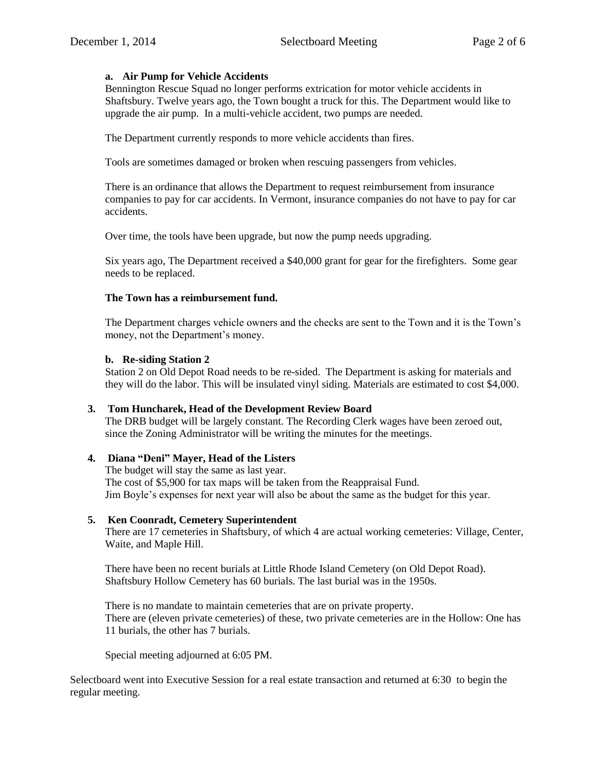**a. Air Pump for Vehicle Accidents**

Bennington Rescue Squad no longer performs extrication for motor vehicle accidents in Shaftsbury. Twelve years ago, the Town bought a truck for this. The Department would like to upgrade the air pump. In a multi-vehicle accident, two pumps are needed.

The Department currently responds to more vehicle accidents than fires.

Tools are sometimes damaged or broken when rescuing passengers from vehicles.

There is an ordinance that allows the Department to request reimbursement from insurance companies to pay for car accidents. In Vermont, insurance companies do not have to pay for car accidents.

Over time, the tools have been upgrade, but now the pump needs upgrading.

Six years ago, The Department received a $40,000 grant for gear for the firefighters. Some gear needs to be replaced.

**The Town has a reimbursement fund.**

The Department charges vehicle owners and the checks are sent to the Town and it is the Town's money, not the Department's money.

**b. Re-siding Station 2**

Station 2 on Old Depot Road needs to be re-sided. The Department is asking for materials and they will do the labor. This will be insulated vinyl siding. Materials are estimated to cost $4,000.

**3. Tom Huncharek, Head of the Development Review Board**

The DRB budget will be largely constant. The Recording Clerk wages have been zeroed out, since the Zoning Administrator will be writing the minutes for the meetings.

**4. Diana "Deni" Mayer, Head of the Listers**

The budget will stay the same as last year.
The cost of $5,900 for tax maps will be taken from the Reappraisal Fund.
Jim Boyle's expenses for next year will also be about the same as the budget for this year.

**5. Ken Coonradt, Cemetery Superintendent**

There are 17 cemeteries in Shaftsbury, of which 4 are actual working cemeteries: Village, Center, Waite, and Maple Hill.

There have been no recent burials at Little Rhode Island Cemetery (on Old Depot Road). Shaftsbury Hollow Cemetery has 60 burials. The last burial was in the 1950s.

There is no mandate to maintain cemeteries that are on private property.
There are (eleven private cemeteries) of these, two private cemeteries are in the Hollow: One has 11 burials, the other has 7 burials.

Special meeting adjourned at 6:05 PM.

Selectboard went into Executive Session for a real estate transaction and returned at 6:30 to begin the regular meeting.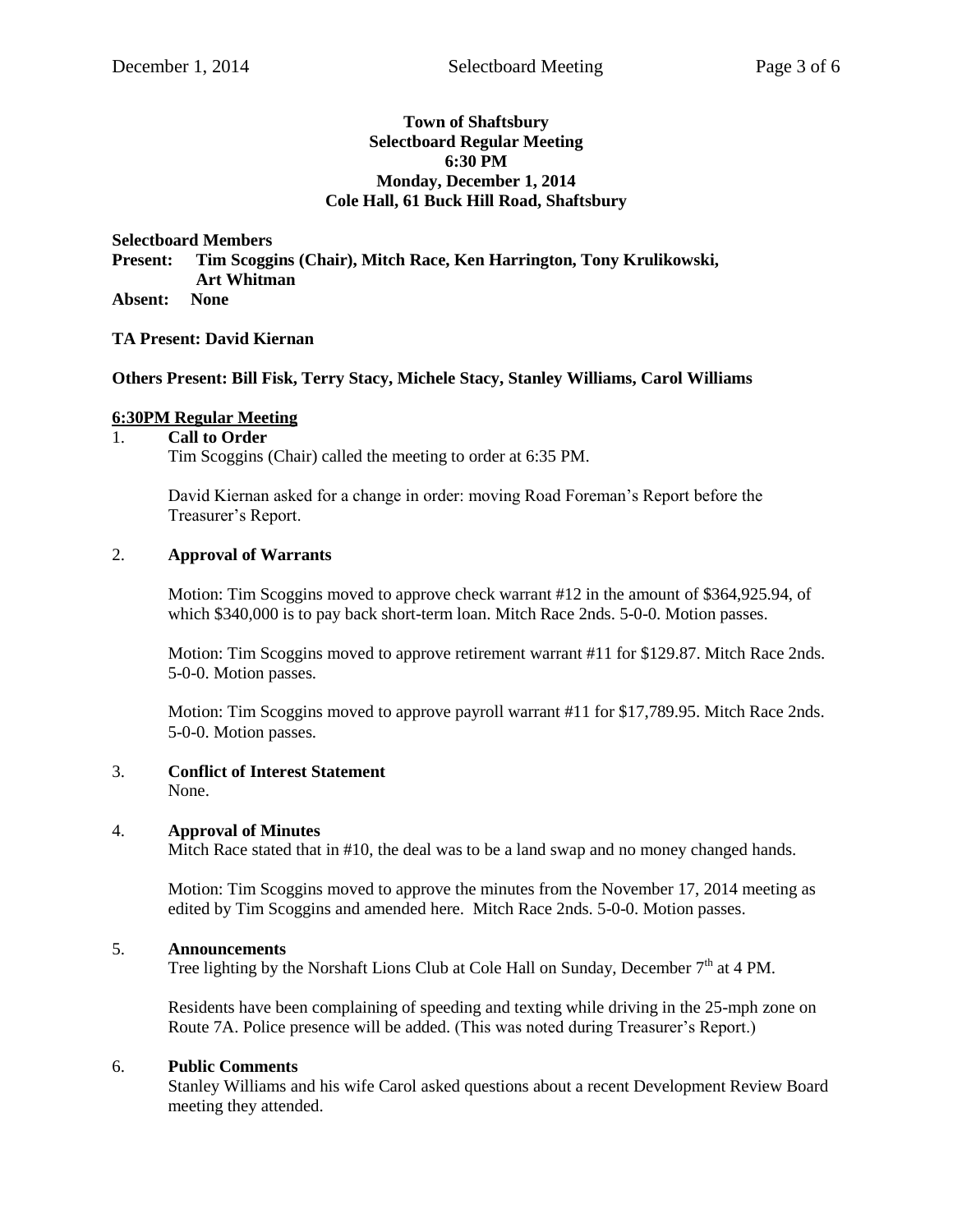**Town of Shaftsbury**
**Selectboard Regular Meeting**
**6:30 PM**
**Monday, December 1, 2014**
**Cole Hall, 61 Buck Hill Road, Shaftsbury**

**Selectboard Members**
**Present: Tim Scoggins (Chair), Mitch Race, Ken Harrington, Tony Krulikowski, Art Whitman**
**Absent: None**

**TA Present: David Kiernan**

**Others Present: Bill Fisk, Terry Stacy, Michele Stacy, Stanley Williams, Carol Williams**

## 6:30PM Regular Meeting

1. **Call to Order**

   Tim Scoggins (Chair) called the meeting to order at 6:35 PM.

   David Kiernan asked for a change in order: moving Road Foreman's Report before the Treasurer's Report.

2. **Approval of Warrants**

   Motion: Tim Scoggins moved to approve check warrant #12 in the amount of $364,925.94, of which $340,000 is to pay back short-term loan. Mitch Race 2nds. 5-0-0. Motion passes.

   Motion: Tim Scoggins moved to approve retirement warrant #11 for $129.87. Mitch Race 2nds. 5-0-0. Motion passes.

   Motion: Tim Scoggins moved to approve payroll warrant #11 for $17,789.95. Mitch Race 2nds. 5-0-0. Motion passes.

3. **Conflict of Interest Statement**

   None.

4. **Approval of Minutes**

   Mitch Race stated that in #10, the deal was to be a land swap and no money changed hands.

   Motion: Tim Scoggins moved to approve the minutes from the November 17, 2014 meeting as edited by Tim Scoggins and amended here. Mitch Race 2nds. 5-0-0. Motion passes.

5. **Announcements**

   Tree lighting by the Norshaft Lions Club at Cole Hall on Sunday, December 7th at 4 PM.

   Residents have been complaining of speeding and texting while driving in the 25-mph zone on Route 7A. Police presence will be added. (This was noted during Treasurer's Report.)

6. **Public Comments**

   Stanley Williams and his wife Carol asked questions about a recent Development Review Board meeting they attended.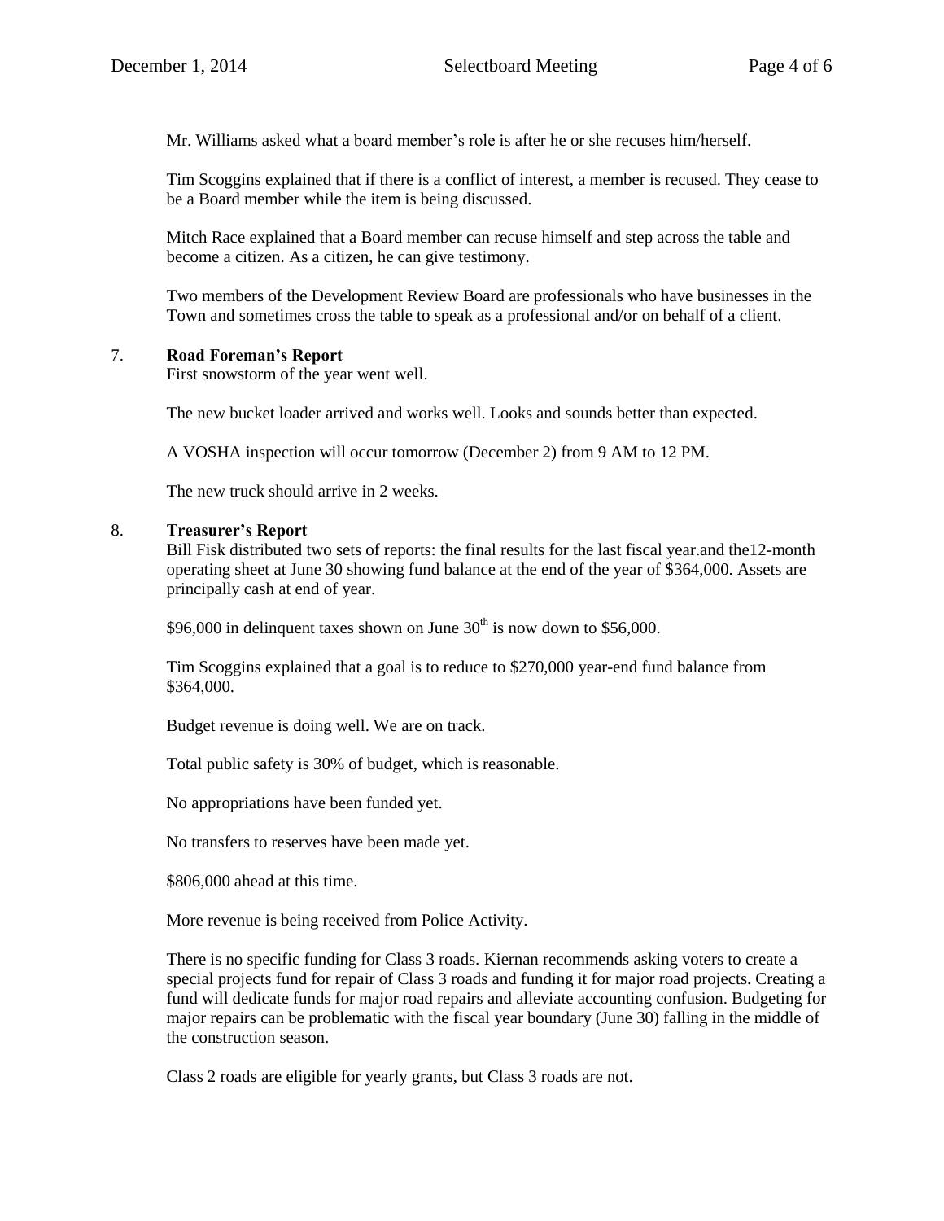Mr. Williams asked what a board member's role is after he or she recuses him/herself.

Tim Scoggins explained that if there is a conflict of interest, a member is recused. They cease to be a Board member while the item is being discussed.

Mitch Race explained that a Board member can recuse himself and step across the table and become a citizen. As a citizen, he can give testimony.

Two members of the Development Review Board are professionals who have businesses in the Town and sometimes cross the table to speak as a professional and/or on behalf of a client.

7. **Road Foreman's Report**

First snowstorm of the year went well.

The new bucket loader arrived and works well. Looks and sounds better than expected.

A VOSHA inspection will occur tomorrow (December 2) from 9 AM to 12 PM.

The new truck should arrive in 2 weeks.

8. **Treasurer's Report**

Bill Fisk distributed two sets of reports: the final results for the last fiscal year.and the12-month operating sheet at June 30 showing fund balance at the end of the year of $364,000. Assets are principally cash at end of year.

$96,000 in delinquent taxes shown on June 30th is now down to $56,000.

Tim Scoggins explained that a goal is to reduce to $270,000 year-end fund balance from $364,000.

Budget revenue is doing well. We are on track.

Total public safety is 30% of budget, which is reasonable.

No appropriations have been funded yet.

No transfers to reserves have been made yet.

$806,000 ahead at this time.

More revenue is being received from Police Activity.

There is no specific funding for Class 3 roads. Kiernan recommends asking voters to create a special projects fund for repair of Class 3 roads and funding it for major road projects. Creating a fund will dedicate funds for major road repairs and alleviate accounting confusion. Budgeting for major repairs can be problematic with the fiscal year boundary (June 30) falling in the middle of the construction season.

Class 2 roads are eligible for yearly grants, but Class 3 roads are not.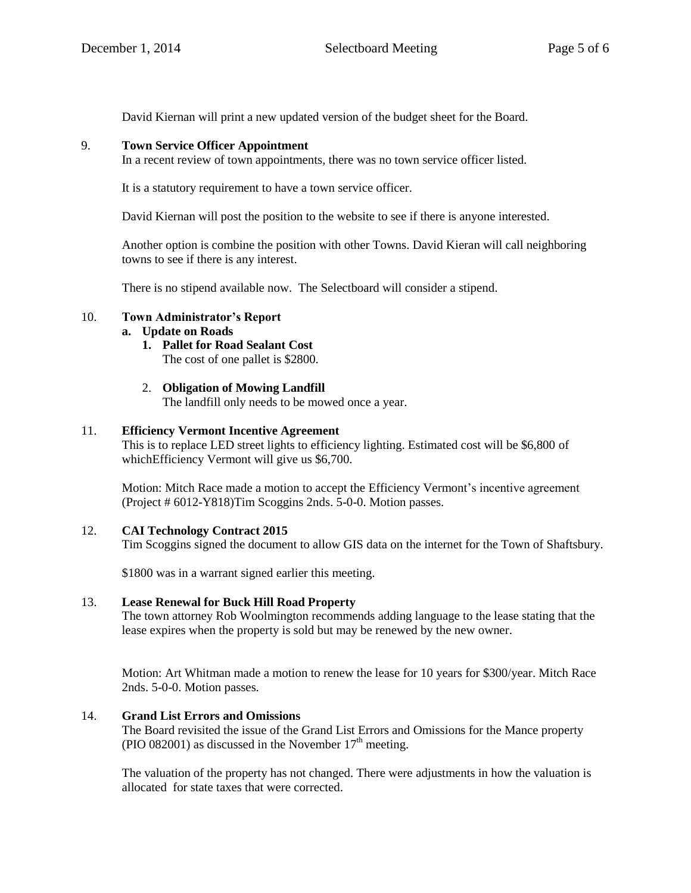David Kiernan will print a new updated version of the budget sheet for the Board.

9. **Town Service Officer Appointment**

In a recent review of town appointments, there was no town service officer listed.

It is a statutory requirement to have a town service officer.

David Kiernan will post the position to the website to see if there is anyone interested.

Another option is combine the position with other Towns. David Kieran will call neighboring towns to see if there is any interest.

There is no stipend available now. The Selectboard will consider a stipend.

10. **Town Administrator's Report**

   a. **Update on Roads**

      1. **Pallet for Road Sealant Cost**

         The cost of one pallet is $2800.

      2. **Obligation of Mowing Landfill**

         The landfill only needs to be mowed once a year.

11. **Efficiency Vermont Incentive Agreement**

This is to replace LED street lights to efficiency lighting. Estimated cost will be $6,800 of whichEfficiency Vermont will give us $6,700.

Motion: Mitch Race made a motion to accept the Efficiency Vermont's incentive agreement (Project # 6012-Y818)Tim Scoggins 2nds. 5-0-0. Motion passes.

12. **CAI Technology Contract 2015**

Tim Scoggins signed the document to allow GIS data on the internet for the Town of Shaftsbury.

$1800 was in a warrant signed earlier this meeting.

13. **Lease Renewal for Buck Hill Road Property**

The town attorney Rob Woolmington recommends adding language to the lease stating that the lease expires when the property is sold but may be renewed by the new owner.

Motion: Art Whitman made a motion to renew the lease for 10 years for $300/year. Mitch Race 2nds. 5-0-0. Motion passes.

14. **Grand List Errors and Omissions**

The Board revisited the issue of the Grand List Errors and Omissions for the Mance property (PIO 082001) as discussed in the November 17th meeting.

The valuation of the property has not changed. There were adjustments in how the valuation is allocated for state taxes that were corrected.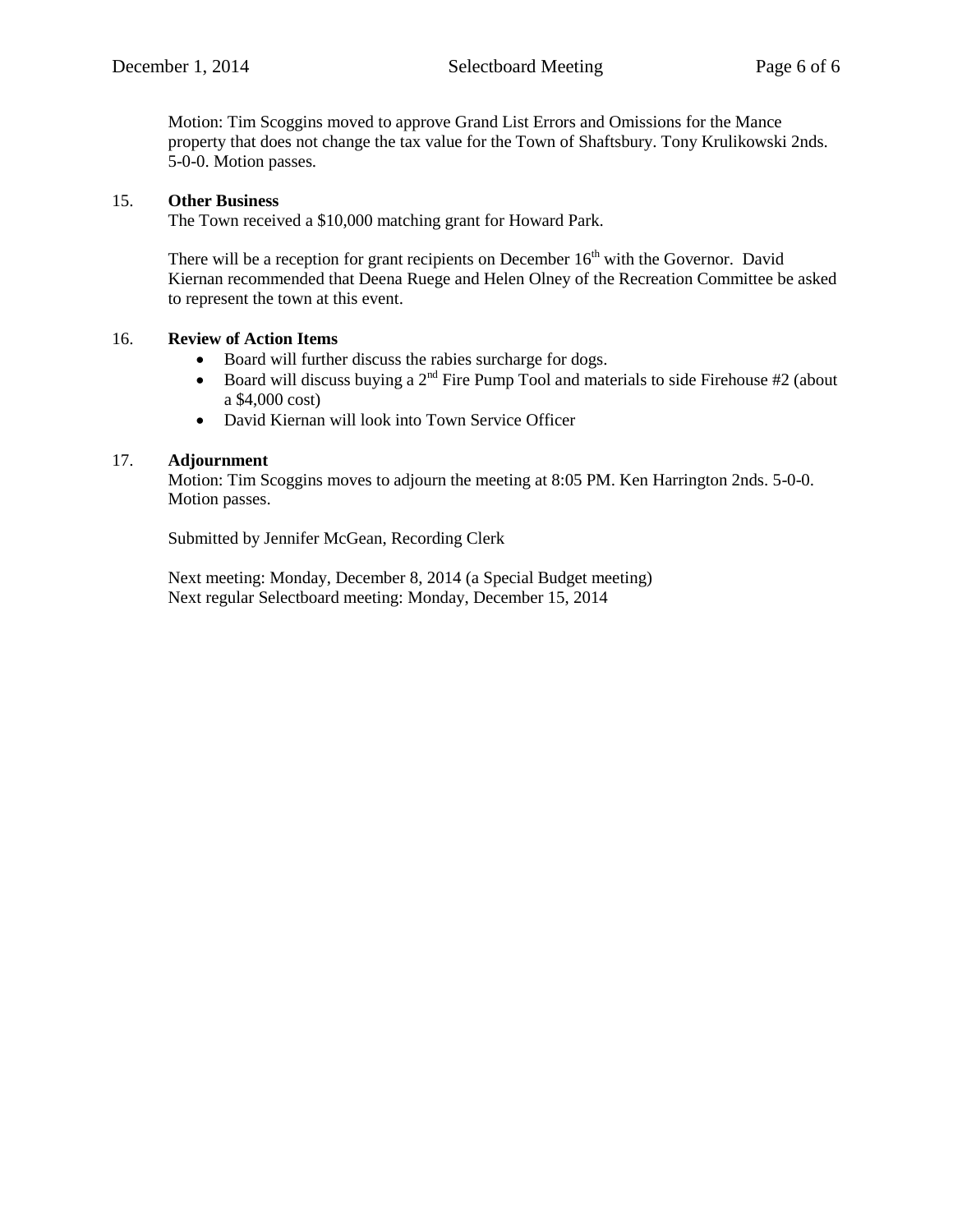Motion: Tim Scoggins moved to approve Grand List Errors and Omissions for the Mance property that does not change the tax value for the Town of Shaftsbury. Tony Krulikowski 2nds. 5-0-0. Motion passes.

15. **Other Business**

The Town received a $10,000 matching grant for Howard Park.

There will be a reception for grant recipients on December 16th with the Governor. David Kiernan recommended that Deena Ruege and Helen Olney of the Recreation Committee be asked to represent the town at this event.

16. **Review of Action Items**

- Board will further discuss the rabies surcharge for dogs.
- Board will discuss buying a 2nd Fire Pump Tool and materials to side Firehouse #2 (about a $4,000 cost)
- David Kiernan will look into Town Service Officer

17. **Adjournment**

Motion: Tim Scoggins moves to adjourn the meeting at 8:05 PM. Ken Harrington 2nds. 5-0-0. Motion passes.

Submitted by Jennifer McGean, Recording Clerk

Next meeting: Monday, December 8, 2014 (a Special Budget meeting)
Next regular Selectboard meeting: Monday, December 15, 2014